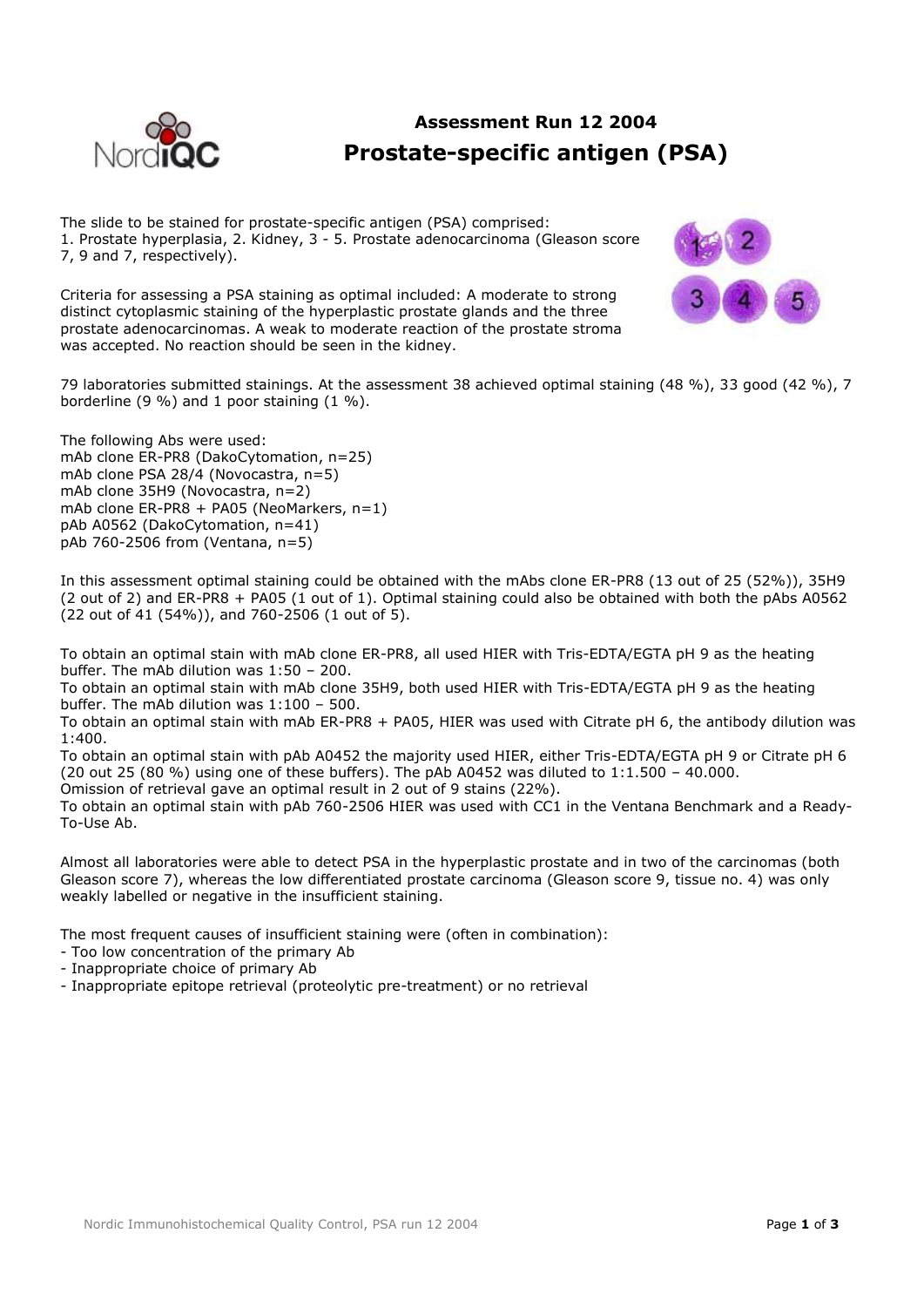# Assessment Run 12 2004

## Prostate-specific antigen (PSA)

The slide to be stained for prostate-specific antigen (PSA) comprised:
1. Prostate hyperplasia, 2. Kidney, 3 - 5. Prostate adenocarcinoma (Gleason score 7, 9 and 7, respectively).

Criteria for assessing a PSA staining as optimal included: A moderate to strong distinct cytoplasmic staining of the hyperplastic prostate glands and the three prostate adenocarcinomas. A weak to moderate reaction of the prostate stroma was accepted. No reaction should be seen in the kidney.

79 laboratories submitted stainings. At the assessment 38 achieved optimal staining (48 %), 33 good (42 %), 7 borderline (9 %) and 1 poor staining (1 %).

The following Abs were used:
mAb clone ER-PR8 (DakoCytomation, n=25)
mAb clone PSA 28/4 (Novocastra, n=5)
mAb clone 35H9 (Novocastra, n=2)
mAb clone ER-PR8 + PA05 (NeoMarkers, n=1)
pAb A0562 (DakoCytomation, n=41)
pAb 760-2506 from (Ventana, n=5)

In this assessment optimal staining could be obtained with the mAbs clone ER-PR8 (13 out of 25 (52%)), 35H9 (2 out of 2) and ER-PR8 + PA05 (1 out of 1). Optimal staining could also be obtained with both the pAbs A0562 (22 out of 41 (54%)), and 760-2506 (1 out of 5).

To obtain an optimal stain with mAb clone ER-PR8, all used HIER with Tris-EDTA/EGTA pH 9 as the heating buffer. The mAb dilution was 1:50 – 200.
To obtain an optimal stain with mAb clone 35H9, both used HIER with Tris-EDTA/EGTA pH 9 as the heating buffer. The mAb dilution was 1:100 – 500.
To obtain an optimal stain with mAb ER-PR8 + PA05, HIER was used with Citrate pH 6, the antibody dilution was 1:400.
To obtain an optimal stain with pAb A0452 the majority used HIER, either Tris-EDTA/EGTA pH 9 or Citrate pH 6 (20 out 25 (80 %) using one of these buffers). The pAb A0452 was diluted to 1:1.500 – 40.000.
Omission of retrieval gave an optimal result in 2 out of 9 stains (22%).
To obtain an optimal stain with pAb 760-2506 HIER was used with CC1 in the Ventana Benchmark and a Ready-To-Use Ab.

Almost all laboratories were able to detect PSA in the hyperplastic prostate and in two of the carcinomas (both Gleason score 7), whereas the low differentiated prostate carcinoma (Gleason score 9, tissue no. 4) was only weakly labelled or negative in the insufficient staining.

The most frequent causes of insufficient staining were (often in combination):
- Too low concentration of the primary Ab
- Inappropriate choice of primary Ab
- Inappropriate epitope retrieval (proteolytic pre-treatment) or no retrieval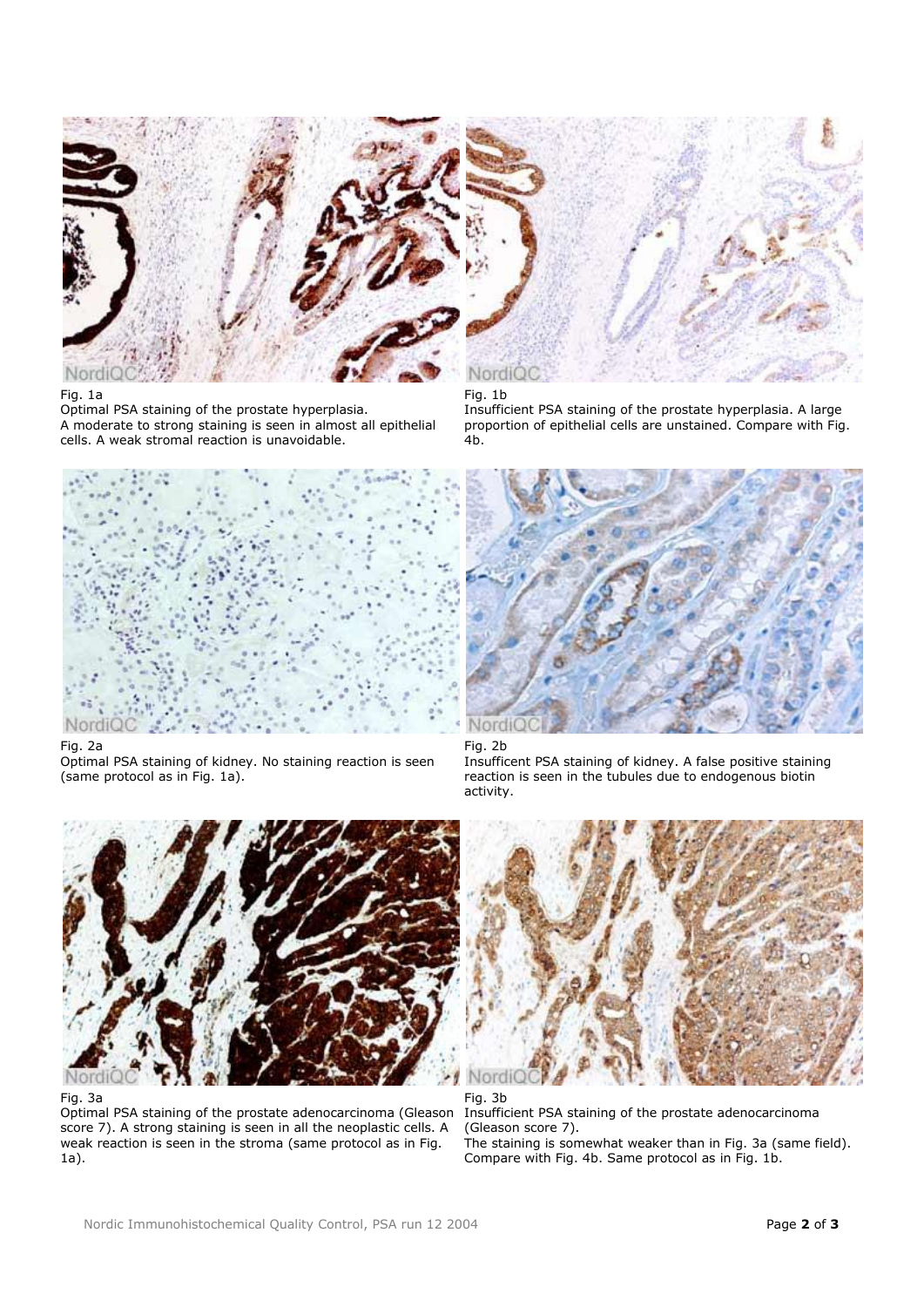Fig. 1a
Optimal PSA staining of the prostate hyperplasia.
A moderate to strong staining is seen in almost all epithelial cells. A weak stromal reaction is unavoidable.

Fig. 1b
Insufficient PSA staining of the prostate hyperplasia. A large proportion of epithelial cells are unstained. Compare with Fig. 4b.

Fig. 2a
Optimal PSA staining of kidney. No staining reaction is seen (same protocol as in Fig. 1a).

Fig. 2b
Insufficient PSA staining of kidney. A false positive staining reaction is seen in the tubules due to endogenous biotin activity.

Fig. 3a
Optimal PSA staining of the prostate adenocarcinoma (Gleason score 7). A strong staining is seen in all the neoplastic cells. A weak reaction is seen in the stroma (same protocol as in Fig. 1a).

Fig. 3b
Insufficient PSA staining of the prostate adenocarcinoma (Gleason score 7).
The staining is somewhat weaker than in Fig. 3a (same field). Compare with Fig. 4b. Same protocol as in Fig. 1b.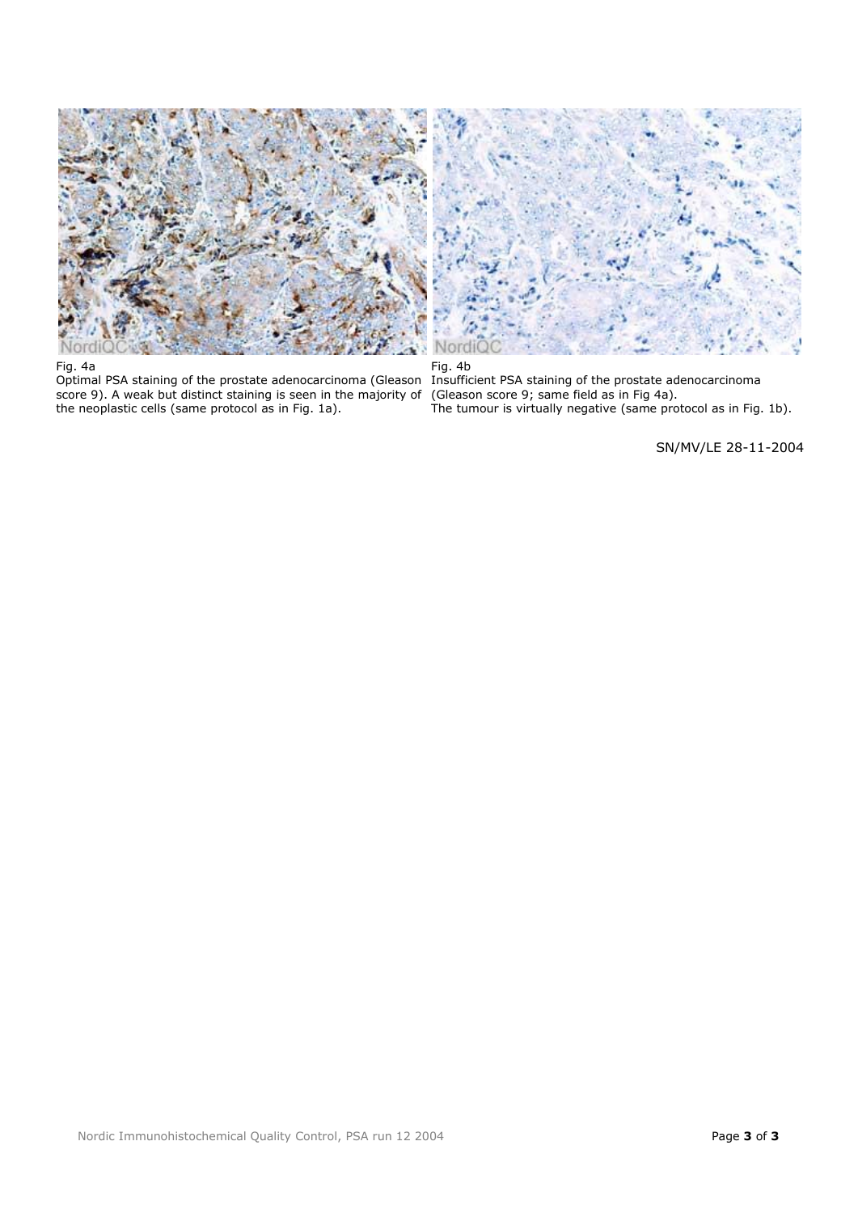Fig. 4a
Optimal PSA staining of the prostate adenocarcinoma (Gleason score 9). A weak but distinct staining is seen in the majority of the neoplastic cells (same protocol as in Fig. 1a).

Fig. 4b
Insufficient PSA staining of the prostate adenocarcinoma (Gleason score 9; same field as in Fig 4a).
The tumour is virtually negative (same protocol as in Fig. 1b).

SN/MV/LE 28-11-2004